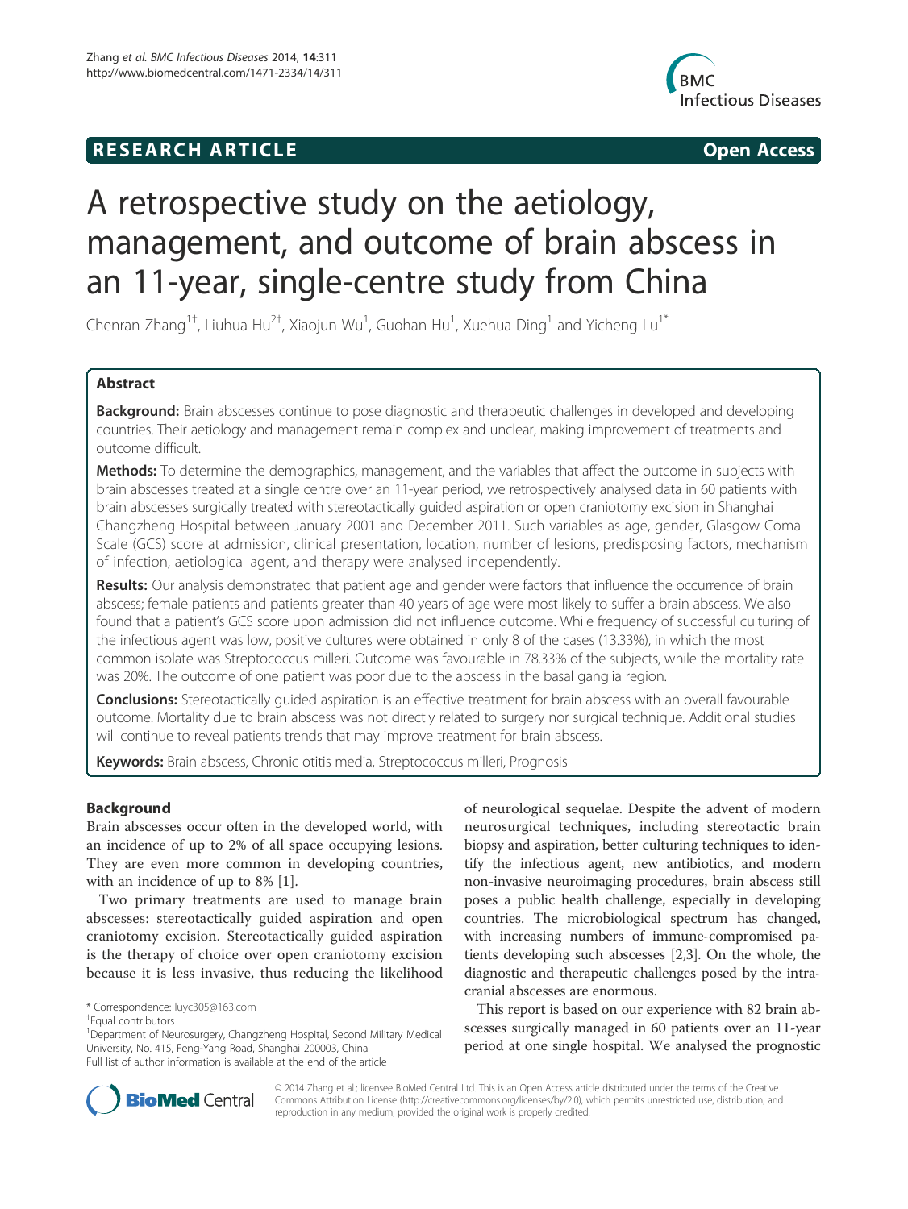**RESEARCH ARTICLE** **Open Access**

# A retrospective study on the aetiology, management, and outcome of brain abscess in an 11-year, single-centre study from China

Chenran Zhang[1†], Liuhua Hu[2†], Xiaojun Wu[1], Guohan Hu[1], Xuehua Ding[1] and Yicheng Lu[1*]

## Abstract

**Background:** Brain abscesses continue to pose diagnostic and therapeutic challenges in developed and developing countries. Their aetiology and management remain complex and unclear, making improvement of treatments and outcome difficult.

**Methods:** To determine the demographics, management, and the variables that affect the outcome in subjects with brain abscesses treated at a single centre over an 11-year period, we retrospectively analysed data in 60 patients with brain abscesses surgically treated with stereotactically guided aspiration or open craniotomy excision in Shanghai Changzheng Hospital between January 2001 and December 2011. Such variables as age, gender, Glasgow Coma Scale (GCS) score at admission, clinical presentation, location, number of lesions, predisposing factors, mechanism of infection, aetiological agent, and therapy were analysed independently.

**Results:** Our analysis demonstrated that patient age and gender were factors that influence the occurrence of brain abscess; female patients and patients greater than 40 years of age were most likely to suffer a brain abscess. We also found that a patient's GCS score upon admission did not influence outcome. While frequency of successful culturing of the infectious agent was low, positive cultures were obtained in only 8 of the cases (13.33%), in which the most common isolate was Streptococcus milleri. Outcome was favourable in 78.33% of the subjects, while the mortality rate was 20%. The outcome of one patient was poor due to the abscess in the basal ganglia region.

**Conclusions:** Stereotactically guided aspiration is an effective treatment for brain abscess with an overall favourable outcome. Mortality due to brain abscess was not directly related to surgery nor surgical technique. Additional studies will continue to reveal patients trends that may improve treatment for brain abscess.

**Keywords:** Brain abscess, Chronic otitis media, Streptococcus milleri, Prognosis

## Background

Brain abscesses occur often in the developed world, with an incidence of up to 2% of all space occupying lesions. They are even more common in developing countries, with an incidence of up to 8% [1].

Two primary treatments are used to manage brain abscesses: stereotactically guided aspiration and open craniotomy excision. Stereotactically guided aspiration is the therapy of choice over open craniotomy excision because it is less invasive, thus reducing the likelihood of neurological sequelae. Despite the advent of modern neurosurgical techniques, including stereotactic brain biopsy and aspiration, better culturing techniques to identify the infectious agent, new antibiotics, and modern non-invasive neuroimaging procedures, brain abscess still poses a public health challenge, especially in developing countries. The microbiological spectrum has changed, with increasing numbers of immune-compromised patients developing such abscesses [2,3]. On the whole, the diagnostic and therapeutic challenges posed by the intracranial abscesses are enormous.

This report is based on our experience with 82 brain abscesses surgically managed in 60 patients over an 11-year period at one single hospital. We analysed the prognostic

\* Correspondence: luyc305@163.com
†Equal contributors
[1]Department of Neurosurgery, Changzheng Hospital, Second Military Medical University, No. 415, Feng-Yang Road, Shanghai 200003, China
Full list of author information is available at the end of the article

© 2014 Zhang et al.; licensee BioMed Central Ltd. This is an Open Access article distributed under the terms of the Creative Commons Attribution License (http://creativecommons.org/licenses/by/2.0), which permits unrestricted use, distribution, and reproduction in any medium, provided the original work is properly credited.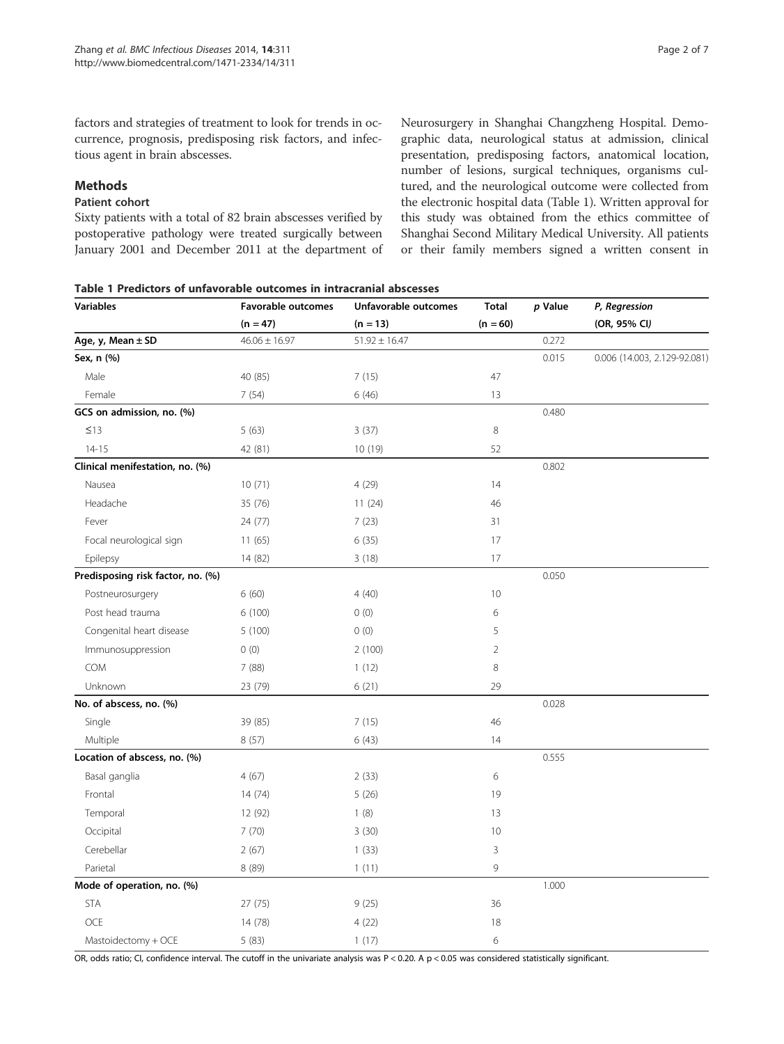factors and strategies of treatment to look for trends in occurrence, prognosis, predisposing risk factors, and infectious agent in brain abscesses.

## Methods

### Patient cohort

Sixty patients with a total of 82 brain abscesses verified by postoperative pathology were treated surgically between January 2001 and December 2011 at the department of Neurosurgery in Shanghai Changzheng Hospital. Demographic data, neurological status at admission, clinical presentation, predisposing factors, anatomical location, number of lesions, surgical techniques, organisms cultured, and the neurological outcome were collected from the electronic hospital data (Table 1). Written approval for this study was obtained from the ethics committee of Shanghai Second Military Medical University. All patients or their family members signed a written consent in

**Table 1 Predictors of unfavorable outcomes in intracranial abscesses**

| Variables | Favorable outcomes (n = 47) | Unfavorable outcomes (n = 13) | Total (n = 60) | p Value | P, Regression (OR, 95% CI) |
|---|---|---|---|---|---|
| **Age, y, Mean ± SD** | 46.06 ± 16.97 | 51.92 ± 16.47 | | 0.272 | |
| **Sex, n (%)** | | | | 0.015 | 0.006 (14.003, 2.129-92.081) |
| Male | 40 (85) | 7 (15) | 47 | | |
| Female | 7 (54) | 6 (46) | 13 | | |
| **GCS on admission, no. (%)** | | | | 0.480 | |
| ≤13 | 5 (63) | 3 (37) | 8 | | |
| 14-15 | 42 (81) | 10 (19) | 52 | | |
| **Clinical menifestation, no. (%)** | | | | 0.802 | |
| Nausea | 10 (71) | 4 (29) | 14 | | |
| Headache | 35 (76) | 11 (24) | 46 | | |
| Fever | 24 (77) | 7 (23) | 31 | | |
| Focal neurological sign | 11 (65) | 6 (35) | 17 | | |
| Epilepsy | 14 (82) | 3 (18) | 17 | | |
| **Predisposing risk factor, no. (%)** | | | | 0.050 | |
| Postneurosurgery | 6 (60) | 4 (40) | 10 | | |
| Post head trauma | 6 (100) | 0 (0) | 6 | | |
| Congenital heart disease | 5 (100) | 0 (0) | 5 | | |
| Immunosuppression | 0 (0) | 2 (100) | 2 | | |
| COM | 7 (88) | 1 (12) | 8 | | |
| Unknown | 23 (79) | 6 (21) | 29 | | |
| **No. of abscess, no. (%)** | | | | 0.028 | |
| Single | 39 (85) | 7 (15) | 46 | | |
| Multiple | 8 (57) | 6 (43) | 14 | | |
| **Location of abscess, no. (%)** | | | | 0.555 | |
| Basal ganglia | 4 (67) | 2 (33) | 6 | | |
| Frontal | 14 (74) | 5 (26) | 19 | | |
| Temporal | 12 (92) | 1 (8) | 13 | | |
| Occipital | 7 (70) | 3 (30) | 10 | | |
| Cerebellar | 2 (67) | 1 (33) | 3 | | |
| Parietal | 8 (89) | 1 (11) | 9 | | |
| **Mode of operation, no. (%)** | | | | 1.000 | |
| STA | 27 (75) | 9 (25) | 36 | | |
| OCE | 14 (78) | 4 (22) | 18 | | |
| Mastoidectomy + OCE | 5 (83) | 1 (17) | 6 | | |

OR, odds ratio; CI, confidence interval. The cutoff in the univariate analysis was $P < 0.20$. A $p < 0.05$ was considered statistically significant.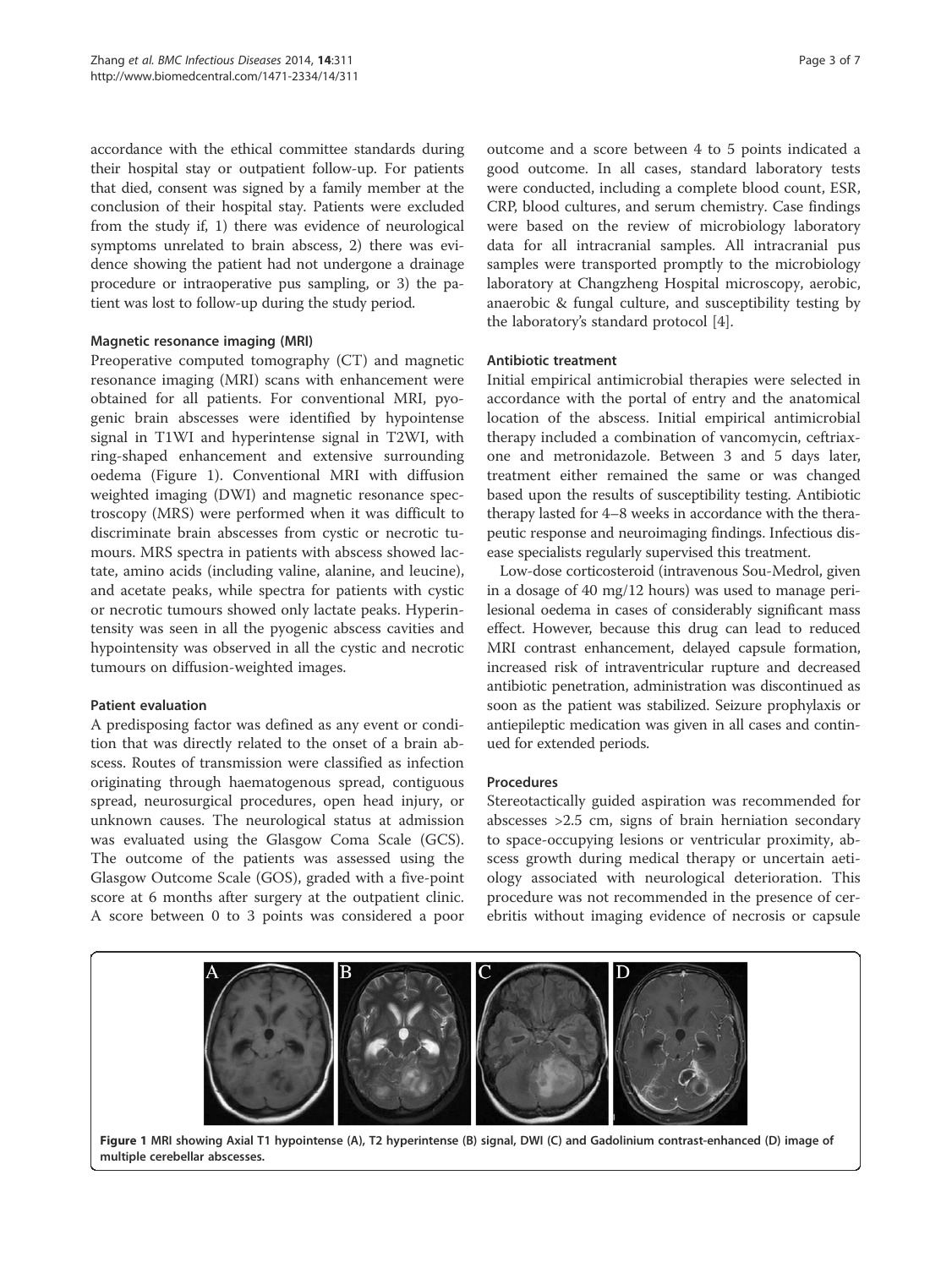accordance with the ethical committee standards during their hospital stay or outpatient follow-up. For patients that died, consent was signed by a family member at the conclusion of their hospital stay. Patients were excluded from the study if, 1) there was evidence of neurological symptoms unrelated to brain abscess, 2) there was evidence showing the patient had not undergone a drainage procedure or intraoperative pus sampling, or 3) the patient was lost to follow-up during the study period.

### Magnetic resonance imaging (MRI)

Preoperative computed tomography (CT) and magnetic resonance imaging (MRI) scans with enhancement were obtained for all patients. For conventional MRI, pyogenic brain abscesses were identified by hypointense signal in T1WI and hyperintense signal in T2WI, with ring-shaped enhancement and extensive surrounding oedema (Figure 1). Conventional MRI with diffusion weighted imaging (DWI) and magnetic resonance spectroscopy (MRS) were performed when it was difficult to discriminate brain abscesses from cystic or necrotic tumours. MRS spectra in patients with abscess showed lactate, amino acids (including valine, alanine, and leucine), and acetate peaks, while spectra for patients with cystic or necrotic tumours showed only lactate peaks. Hyperintensity was seen in all the pyogenic abscess cavities and hypointensity was observed in all the cystic and necrotic tumours on diffusion-weighted images.

### Patient evaluation

A predisposing factor was defined as any event or condition that was directly related to the onset of a brain abscess. Routes of transmission were classified as infection originating through haematogenous spread, contiguous spread, neurosurgical procedures, open head injury, or unknown causes. The neurological status at admission was evaluated using the Glasgow Coma Scale (GCS). The outcome of the patients was assessed using the Glasgow Outcome Scale (GOS), graded with a five-point score at 6 months after surgery at the outpatient clinic. A score between 0 to 3 points was considered a poor outcome and a score between 4 to 5 points indicated a good outcome. In all cases, standard laboratory tests were conducted, including a complete blood count, ESR, CRP, blood cultures, and serum chemistry. Case findings were based on the review of microbiology laboratory data for all intracranial samples. All intracranial pus samples were transported promptly to the microbiology laboratory at Changzheng Hospital microscopy, aerobic, anaerobic & fungal culture, and susceptibility testing by the laboratory's standard protocol [4].

### Antibiotic treatment

Initial empirical antimicrobial therapies were selected in accordance with the portal of entry and the anatomical location of the abscess. Initial empirical antimicrobial therapy included a combination of vancomycin, ceftriaxone and metronidazole. Between 3 and 5 days later, treatment either remained the same or was changed based upon the results of susceptibility testing. Antibiotic therapy lasted for 4–8 weeks in accordance with the therapeutic response and neuroimaging findings. Infectious disease specialists regularly supervised this treatment.

Low-dose corticosteroid (intravenous Sou-Medrol, given in a dosage of 40 mg/12 hours) was used to manage perilesional oedema in cases of considerably significant mass effect. However, because this drug can lead to reduced MRI contrast enhancement, delayed capsule formation, increased risk of intraventricular rupture and decreased antibiotic penetration, administration was discontinued as soon as the patient was stabilized. Seizure prophylaxis or antiepileptic medication was given in all cases and continued for extended periods.

### Procedures

Stereotactically guided aspiration was recommended for abscesses >2.5 cm, signs of brain herniation secondary to space-occupying lesions or ventricular proximity, abscess growth during medical therapy or uncertain aetiology associated with neurological deterioration. This procedure was not recommended in the presence of cerebritis without imaging evidence of necrosis or capsule

**Figure 1** MRI showing Axial T1 hypointense (A), T2 hyperintense (B) signal, DWI (C) and Gadolinium contrast-enhanced (D) image of multiple cerebellar abscesses.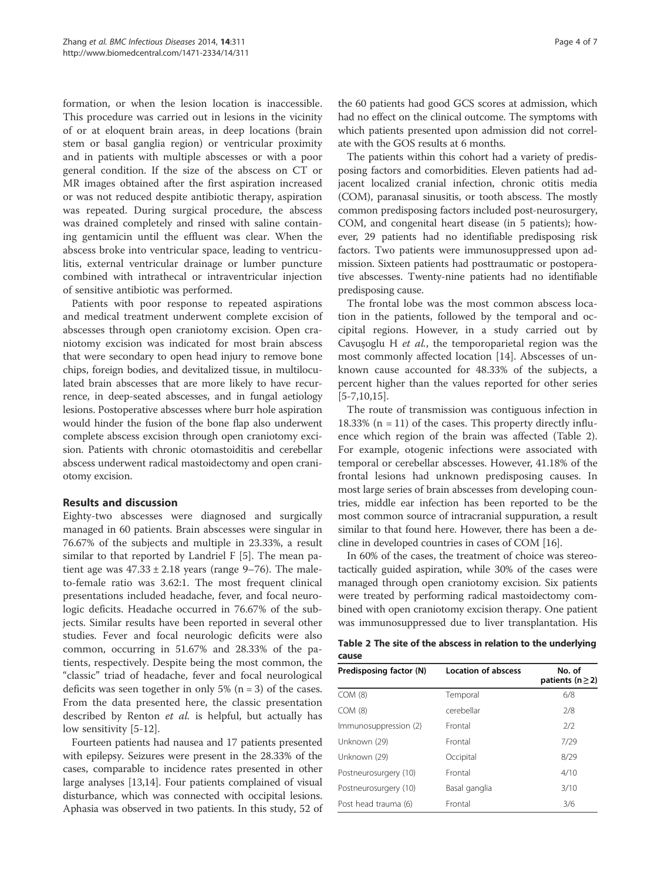formation, or when the lesion location is inaccessible. This procedure was carried out in lesions in the vicinity of or at eloquent brain areas, in deep locations (brain stem or basal ganglia region) or ventricular proximity and in patients with multiple abscesses or with a poor general condition. If the size of the abscess on CT or MR images obtained after the first aspiration increased or was not reduced despite antibiotic therapy, aspiration was repeated. During surgical procedure, the abscess was drained completely and rinsed with saline containing gentamicin until the effluent was clear. When the abscess broke into ventricular space, leading to ventriculitis, external ventricular drainage or lumber puncture combined with intrathecal or intraventricular injection of sensitive antibiotic was performed.

Patients with poor response to repeated aspirations and medical treatment underwent complete excision of abscesses through open craniotomy excision. Open craniotomy excision was indicated for most brain abscess that were secondary to open head injury to remove bone chips, foreign bodies, and devitalized tissue, in multiloculated brain abscesses that are more likely to have recurrence, in deep-seated abscesses, and in fungal aetiology lesions. Postoperative abscesses where burr hole aspiration would hinder the fusion of the bone flap also underwent complete abscess excision through open craniotomy excision. Patients with chronic otomastoiditis and cerebellar abscess underwent radical mastoidectomy and open craniotomy excision.

## Results and discussion

Eighty-two abscesses were diagnosed and surgically managed in 60 patients. Brain abscesses were singular in 76.67% of the subjects and multiple in 23.33%, a result similar to that reported by Landriel F [5]. The mean patient age was 47.33 ± 2.18 years (range 9–76). The male-to-female ratio was 3.62:1. The most frequent clinical presentations included headache, fever, and focal neurologic deficits. Headache occurred in 76.67% of the subjects. Similar results have been reported in several other studies. Fever and focal neurologic deficits were also common, occurring in 51.67% and 28.33% of the patients, respectively. Despite being the most common, the "classic" triad of headache, fever and focal neurological deficits was seen together in only 5% (n = 3) of the cases. From the data presented here, the classic presentation described by Renton *et al.* is helpful, but actually has low sensitivity [5-12].

Fourteen patients had nausea and 17 patients presented with epilepsy. Seizures were present in the 28.33% of the cases, comparable to incidence rates presented in other large analyses [13,14]. Four patients complained of visual disturbance, which was connected with occipital lesions. Aphasia was observed in two patients. In this study, 52 of the 60 patients had good GCS scores at admission, which had no effect on the clinical outcome. The symptoms with which patients presented upon admission did not correlate with the GOS results at 6 months.

The patients within this cohort had a variety of predisposing factors and comorbidities. Eleven patients had adjacent localized cranial infection, chronic otitis media (COM), paranasal sinusitis, or tooth abscess. The mostly common predisposing factors included post-neurosurgery, COM, and congenital heart disease (in 5 patients); however, 29 patients had no identifiable predisposing risk factors. Two patients were immunosuppressed upon admission. Sixteen patients had posttraumatic or postoperative abscesses. Twenty-nine patients had no identifiable predisposing cause.

The frontal lobe was the most common abscess location in the patients, followed by the temporal and occipital regions. However, in a study carried out by Cavuşoglu H *et al.*, the temporoparietal region was the most commonly affected location [14]. Abscesses of unknown cause accounted for 48.33% of the subjects, a percent higher than the values reported for other series [5-7,10,15].

The route of transmission was contiguous infection in 18.33% (n = 11) of the cases. This property directly influence which region of the brain was affected (Table 2). For example, otogenic infections were associated with temporal or cerebellar abscesses. However, 41.18% of the frontal lesions had unknown predisposing causes. In most large series of brain abscesses from developing countries, middle ear infection has been reported to be the most common source of intracranial suppuration, a result similar to that found here. However, there has been a decline in developed countries in cases of COM [16].

In 60% of the cases, the treatment of choice was stereotactically guided aspiration, while 30% of the cases were managed through open craniotomy excision. Six patients were treated by performing radical mastoidectomy combined with open craniotomy excision therapy. One patient was immunosuppressed due to liver transplantation. His

**Table 2 The site of the abscess in relation to the underlying cause**

| Predisposing factor (N) | Location of abscess | No. of patients (n ≥ 2) |
|---|---|---|
| COM (8) | Temporal | 6/8 |
| COM (8) | cerebellar | 2/8 |
| Immunosuppression (2) | Frontal | 2/2 |
| Unknown (29) | Frontal | 7/29 |
| Unknown (29) | Occipital | 8/29 |
| Postneurosurgery (10) | Frontal | 4/10 |
| Postneurosurgery (10) | Basal ganglia | 3/10 |
| Post head trauma (6) | Frontal | 3/6 |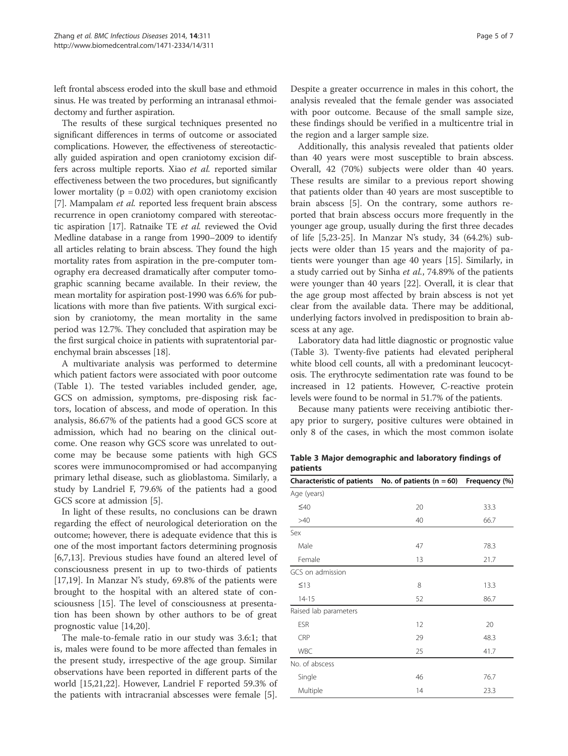left frontal abscess eroded into the skull base and ethmoid sinus. He was treated by performing an intranasal ethmoidectomy and further aspiration.

The results of these surgical techniques presented no significant differences in terms of outcome or associated complications. However, the effectiveness of stereotactically guided aspiration and open craniotomy excision differs across multiple reports. Xiao *et al.* reported similar effectiveness between the two procedures, but significantly lower mortality ($p = 0.02$) with open craniotomy excision [7]. Mampalam *et al.* reported less frequent brain abscess recurrence in open craniotomy compared with stereotactic aspiration [17]. Ratnaike TE *et al.* reviewed the Ovid Medline database in a range from 1990–2009 to identify all articles relating to brain abscess. They found the high mortality rates from aspiration in the pre-computer tomography era decreased dramatically after computer tomographic scanning became available. In their review, the mean mortality for aspiration post-1990 was 6.6% for publications with more than five patients. With surgical excision by craniotomy, the mean mortality in the same period was 12.7%. They concluded that aspiration may be the first surgical choice in patients with supratentorial parenchymal brain abscesses [18].

A multivariate analysis was performed to determine which patient factors were associated with poor outcome (Table 1). The tested variables included gender, age, GCS on admission, symptoms, pre-disposing risk factors, location of abscess, and mode of operation. In this analysis, 86.67% of the patients had a good GCS score at admission, which had no bearing on the clinical outcome. One reason why GCS score was unrelated to outcome may be because some patients with high GCS scores were immunocompromised or had accompanying primary lethal disease, such as glioblastoma. Similarly, a study by Landriel F, 79.6% of the patients had a good GCS score at admission [5].

In light of these results, no conclusions can be drawn regarding the effect of neurological deterioration on the outcome; however, there is adequate evidence that this is one of the most important factors determining prognosis [6,7,13]. Previous studies have found an altered level of consciousness present in up to two-thirds of patients [17,19]. In Manzar N's study, 69.8% of the patients were brought to the hospital with an altered state of consciousness [15]. The level of consciousness at presentation has been shown by other authors to be of great prognostic value [14,20].

The male-to-female ratio in our study was 3.6:1; that is, males were found to be more affected than females in the present study, irrespective of the age group. Similar observations have been reported in different parts of the world [15,21,22]. However, Landriel F reported 59.3% of the patients with intracranial abscesses were female [5]. Despite a greater occurrence in males in this cohort, the analysis revealed that the female gender was associated with poor outcome. Because of the small sample size, these findings should be verified in a multicentre trial in the region and a larger sample size.

Additionally, this analysis revealed that patients older than 40 years were most susceptible to brain abscess. Overall, 42 (70%) subjects were older than 40 years. These results are similar to a previous report showing that patients older than 40 years are most susceptible to brain abscess [5]. On the contrary, some authors reported that brain abscess occurs more frequently in the younger age group, usually during the first three decades of life [5,23-25]. In Manzar N's study, 34 (64.2%) subjects were older than 15 years and the majority of patients were younger than age 40 years [15]. Similarly, in a study carried out by Sinha *et al.*, 74.89% of the patients were younger than 40 years [22]. Overall, it is clear that the age group most affected by brain abscess is not yet clear from the available data. There may be additional, underlying factors involved in predisposition to brain abscess at any age.

Laboratory data had little diagnostic or prognostic value (Table 3). Twenty-five patients had elevated peripheral white blood cell counts, all with a predominant leucocytosis. The erythrocyte sedimentation rate was found to be increased in 12 patients. However, C-reactive protein levels were found to be normal in 51.7% of the patients.

Because many patients were receiving antibiotic therapy prior to surgery, positive cultures were obtained in only 8 of the cases, in which the most common isolate

**Table 3 Major demographic and laboratory findings of patients**

| Characteristic of patients | No. of patients (n = 60) | Frequency (%) |
|---|---|---|
| Age (years) | | |
| ≤40 | 20 | 33.3 |
| >40 | 40 | 66.7 |
| Sex | | |
| Male | 47 | 78.3 |
| Female | 13 | 21.7 |
| GCS on admission | | |
| ≤13 | 8 | 13.3 |
| 14-15 | 52 | 86.7 |
| Raised lab parameters | | |
| ESR | 12 | 20 |
| CRP | 29 | 48.3 |
| WBC | 25 | 41.7 |
| No. of abscess | | |
| Single | 46 | 76.7 |
| Multiple | 14 | 23.3 |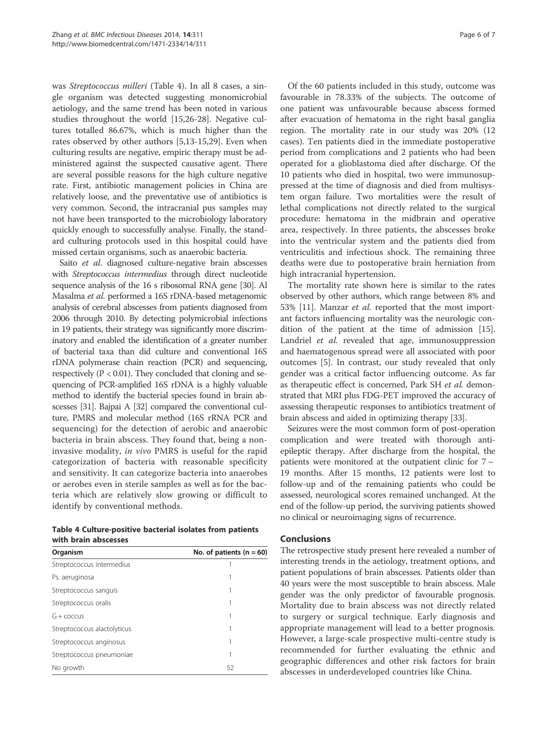was *Streptococcus milleri* (Table 4). In all 8 cases, a single organism was detected suggesting monomicrobial aetiology, and the same trend has been noted in various studies throughout the world [15,26-28]. Negative cultures totalled 86.67%, which is much higher than the rates observed by other authors [5,13-15,29]. Even when culturing results are negative, empiric therapy must be administered against the suspected causative agent. There are several possible reasons for the high culture negative rate. First, antibiotic management policies in China are relatively loose, and the preventative use of antibiotics is very common. Second, the intracranial pus samples may not have been transported to the microbiology laboratory quickly enough to successfully analyse. Finally, the standard culturing protocols used in this hospital could have missed certain organisms, such as anaerobic bacteria.

Saito *et al*. diagnosed culture-negative brain abscesses with *Streptococcus intermedius* through direct nucleotide sequence analysis of the 16 s ribosomal RNA gene [30]. Al Masalma *et al.* performed a 16S rDNA-based metagenomic analysis of cerebral abscesses from patients diagnosed from 2006 through 2010. By detecting polymicrobial infections in 19 patients, their strategy was significantly more discriminatory and enabled the identification of a greater number of bacterial taxa than did culture and conventional 16S rDNA polymerase chain reaction (PCR) and sequencing, respectively ($P < 0.01$). They concluded that cloning and sequencing of PCR-amplified 16S rDNA is a highly valuable method to identify the bacterial species found in brain abscesses [31]. Bajpai A [32] compared the conventional culture, PMRS and molecular method (16S rRNA PCR and sequencing) for the detection of aerobic and anaerobic bacteria in brain abscess. They found that, being a non-invasive modality, *in vivo* PMRS is useful for the rapid categorization of bacteria with reasonable specificity and sensitivity. It can categorize bacteria into anaerobes or aerobes even in sterile samples as well as for the bacteria which are relatively slow growing or difficult to identify by conventional methods.

**Table 4 Culture-positive bacterial isolates from patients with brain abscesses**

| Organism | No. of patients (n = 60) |
|---|---|
| Streptococcus intermedius | 1 |
| Ps. aeruginosa | 1 |
| Streptococcus sanguis | 1 |
| Streptococcus oralis | 1 |
| G + coccus | 1 |
| Streptococcus alactolyticus | 1 |
| Streptococcus anginosus | 1 |
| Streptococcus pneumoniae | 1 |
| No growth | 52 |

Of the 60 patients included in this study, outcome was favourable in 78.33% of the subjects. The outcome of one patient was unfavourable because abscess formed after evacuation of hematoma in the right basal ganglia region. The mortality rate in our study was 20% (12 cases). Ten patients died in the immediate postoperative period from complications and 2 patients who had been operated for a glioblastoma died after discharge. Of the 10 patients who died in hospital, two were immunosuppressed at the time of diagnosis and died from multisystem organ failure. Two mortalities were the result of lethal complications not directly related to the surgical procedure: hematoma in the midbrain and operative area, respectively. In three patients, the abscesses broke into the ventricular system and the patients died from ventriculitis and infectious shock. The remaining three deaths were due to postoperative brain herniation from high intracranial hypertension.

The mortality rate shown here is similar to the rates observed by other authors, which range between 8% and 53% [11]. Manzar *et al.* reported that the most important factors influencing mortality was the neurologic condition of the patient at the time of admission [15]. Landriel *et al.* revealed that age, immunosuppression and haematogenous spread were all associated with poor outcomes [5]. In contrast, our study revealed that only gender was a critical factor influencing outcome. As far as therapeutic effect is concerned, Park SH *et al.* demonstrated that MRI plus FDG-PET improved the accuracy of assessing therapeutic responses to antibiotics treatment of brain abscess and aided in optimizing therapy [33].

Seizures were the most common form of post-operation complication and were treated with thorough antiepileptic therapy. After discharge from the hospital, the patients were monitored at the outpatient clinic for 7 ~ 19 months. After 15 months, 12 patients were lost to follow-up and of the remaining patients who could be assessed, neurological scores remained unchanged. At the end of the follow-up period, the surviving patients showed no clinical or neuroimaging signs of recurrence.

## Conclusions

The retrospective study present here revealed a number of interesting trends in the aetiology, treatment options, and patient populations of brain abscesses. Patients older than 40 years were the most susceptible to brain abscess. Male gender was the only predictor of favourable prognosis. Mortality due to brain abscess was not directly related to surgery or surgical technique. Early diagnosis and appropriate management will lead to a better prognosis. However, a large-scale prospective multi-centre study is recommended for further evaluating the ethnic and geographic differences and other risk factors for brain abscesses in underdeveloped countries like China.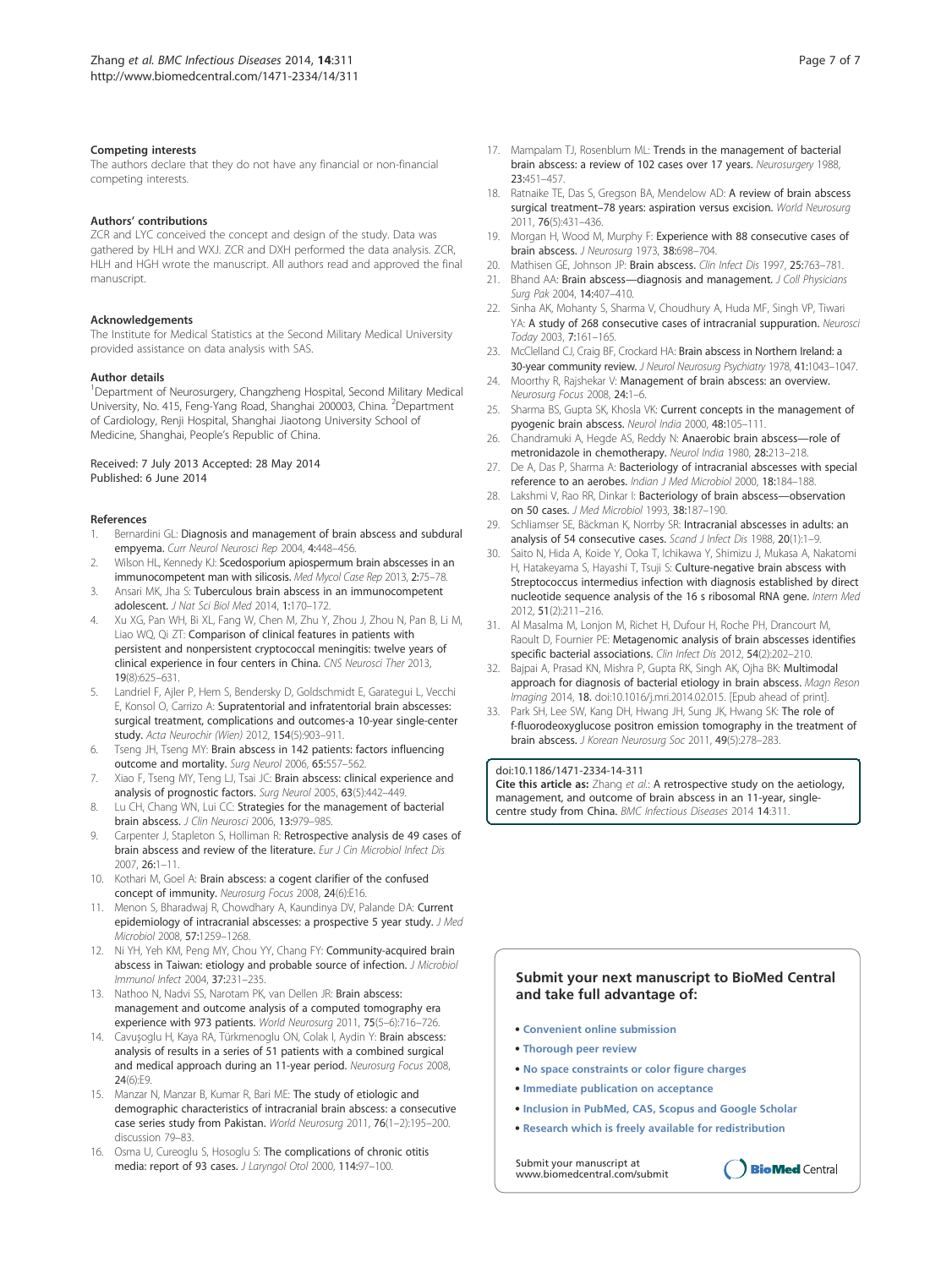#### Competing interests

The authors declare that they do not have any financial or non-financial competing interests.

#### Authors' contributions

ZCR and LYC conceived the concept and design of the study. Data was gathered by HLH and WXJ. ZCR and DXH performed the data analysis. ZCR, HLH and HGH wrote the manuscript. All authors read and approved the final manuscript.

#### Acknowledgements

The Institute for Medical Statistics at the Second Military Medical University provided assistance on data analysis with SAS.

#### Author details

[1]Department of Neurosurgery, Changzheng Hospital, Second Military Medical University, No. 415, Feng-Yang Road, Shanghai 200003, China. [2]Department of Cardiology, Renji Hospital, Shanghai Jiaotong University School of Medicine, Shanghai, People's Republic of China.

Received: 7 July 2013 Accepted: 28 May 2014
Published: 6 June 2014

#### References

1. Bernardini GL: **Diagnosis and management of brain abscess and subdural empyema.** *Curr Neurol Neurosci Rep* 2004, **4:**448–456.
2. Wilson HL, Kennedy KJ: **Scedosporium apiospermum brain abscesses in an immunocompetent man with silicosis.** *Med Mycol Case Rep* 2013, **2:**75–78.
3. Ansari MK, Jha S: **Tuberculous brain abscess in an immunocompetent adolescent.** *J Nat Sci Biol Med* 2014, **1:**170–172.
4. Xu XG, Pan WH, Bi XL, Fang W, Chen M, Zhu Y, Zhou J, Zhou N, Pan B, Li M, Liao WQ, Qi ZT: **Comparison of clinical features in patients with persistent and nonpersistent cryptococcal meningitis: twelve years of clinical experience in four centers in China.** *CNS Neurosci Ther* 2013, **19**(8):625–631.
5. Landriel F, Ajler P, Hem S, Bendersky D, Goldschmidt E, Garategui L, Vecchi E, Konsol O, Carrizo A: **Supratentorial and infratentorial brain abscesses: surgical treatment, complications and outcomes-a 10-year single-center study.** *Acta Neurochir (Wien)* 2012, **154**(5):903–911.
6. Tseng JH, Tseng MY: **Brain abscess in 142 patients: factors influencing outcome and mortality.** *Surg Neurol* 2006, **65:**557–562.
7. Xiao F, Tseng MY, Teng LJ, Tsai JC: **Brain abscess: clinical experience and analysis of prognostic factors.** *Surg Neurol* 2005, **63**(5):442–449.
8. Lu CH, Chang WN, Lui CC: **Strategies for the management of bacterial brain abscess.** *J Clin Neurosci* 2006, **13:**979–985.
9. Carpenter J, Stapleton S, Holliman R: **Retrospective analysis de 49 cases of brain abscess and review of the literature.** *Eur J Cin Microbiol Infect Dis* 2007, **26:**1–11.
10. Kothari M, Goel A: **Brain abscess: a cogent clarifier of the confused concept of immunity.** *Neurosurg Focus* 2008, **24**(6):E16.
11. Menon S, Bharadwaj R, Chowdhary A, Kaundinya DV, Palande DA: **Current epidemiology of intracranial abscesses: a prospective 5 year study.** *J Med Microbiol* 2008, **57:**1259–1268.
12. Ni YH, Yeh KM, Peng MY, Chou YY, Chang FY: **Community-acquired brain abscess in Taiwan: etiology and probable source of infection.** *J Microbiol Immunol Infect* 2004, **37:**231–235.
13. Nathoo N, Nadvi SS, Narotam PK, van Dellen JR: **Brain abscess: management and outcome analysis of a computed tomography era experience with 973 patients.** *World Neurosurg* 2011, **75**(5–6):716–726.
14. Cavuşoglu H, Kaya RA, Türkmenoglu ON, Colak I, Aydin Y: **Brain abscess: analysis of results in a series of 51 patients with a combined surgical and medical approach during an 11-year period.** *Neurosurg Focus* 2008, **24**(6):E9.
15. Manzar N, Manzar B, Kumar R, Bari ME: **The study of etiologic and demographic characteristics of intracranial brain abscess: a consecutive case series study from Pakistan.** *World Neurosurg* 2011, **76**(1–2):195–200. discussion 79–83.
16. Osma U, Cureoglu S, Hosoglu S: **The complications of chronic otitis media: report of 93 cases.** *J Laryngol Otol* 2000, **114:**97–100.
17. Mampalam TJ, Rosenblum ML: **Trends in the management of bacterial brain abscess: a review of 102 cases over 17 years.** *Neurosurgery* 1988, **23:**451–457.
18. Ratnaike TE, Das S, Gregson BA, Mendelow AD: **A review of brain abscess surgical treatment–78 years: aspiration versus excision.** *World Neurosurg* 2011, **76**(5):431–436.
19. Morgan H, Wood M, Murphy F: **Experience with 88 consecutive cases of brain abscess.** *J Neurosurg* 1973, **38:**698–704.
20. Mathisen GE, Johnson JP: **Brain abscess.** *Clin Infect Dis* 1997, **25:**763–781.
21. Bhand AA: **Brain abscess—diagnosis and management.** *J Coll Physicians Surg Pak* 2004, **14:**407–410.
22. Sinha AK, Mohanty S, Sharma V, Choudhury A, Huda MF, Singh VP, Tiwari YA: **A study of 268 consecutive cases of intracranial suppuration.** *Neurosci Today* 2003, **7:**161–165.
23. McClelland CJ, Craig BF, Crockard HA: **Brain abscess in Northern Ireland: a 30-year community review.** *J Neurol Neurosurg Psychiatry* 1978, **41:**1043–1047.
24. Moorthy R, Rajshekar V: **Management of brain abscess: an overview.** *Neurosurg Focus* 2008, **24:**1–6.
25. Sharma BS, Gupta SK, Khosla VK: **Current concepts in the management of pyogenic brain abscess.** *Neurol India* 2000, **48:**105–111.
26. Chandramuki A, Hegde AS, Reddy N: **Anaerobic brain abscess—role of metronidazole in chemotherapy.** *Neurol India* 1980, **28:**213–218.
27. De A, Das P, Sharma A: **Bacteriology of intracranial abscesses with special reference to an aerobes.** *Indian J Med Microbiol* 2000, **18:**184–188.
28. Lakshmi V, Rao RR, Dinkar I: **Bacteriology of brain abscess—observation on 50 cases.** *J Med Microbiol* 1993, **38:**187–190.
29. Schliamser SE, Bäckman K, Norrby SR: **Intracranial abscesses in adults: an analysis of 54 consecutive cases.** *Scand J Infect Dis* 1988, **20**(1):1–9.
30. Saito N, Hida A, Koide Y, Ooka T, Ichikawa Y, Shimizu J, Mukasa A, Nakatomi H, Hatakeyama S, Hayashi T, Tsuji S: **Culture-negative brain abscess with Streptococcus intermedius infection with diagnosis established by direct nucleotide sequence analysis of the 16 s ribosomal RNA gene.** *Intern Med* 2012, **51**(2):211–216.
31. Al Masalma M, Lonjon M, Richet H, Dufour H, Roche PH, Drancourt M, Raoult D, Fournier PE: **Metagenomic analysis of brain abscesses identifies specific bacterial associations.** *Clin Infect Dis* 2012, **54**(2):202–210.
32. Bajpai A, Prasad KN, Mishra P, Gupta RK, Singh AK, Ojha BK: **Multimodal approach for diagnosis of bacterial etiology in brain abscess.** *Magn Reson Imaging* 2014, **18.** doi:10.1016/j.mri.2014.02.015. [Epub ahead of print].
33. Park SH, Lee SW, Kang DH, Hwang JH, Sung JK, Hwang SK: **The role of f-fluorodeoxyglucose positron emission tomography in the treatment of brain abscess.** *J Korean Neurosurg Soc* 2011, **49**(5):278–283.

doi:10.1186/1471-2334-14-311
**Cite this article as:** Zhang *et al.*: A retrospective study on the aetiology, management, and outcome of brain abscess in an 11-year, single-centre study from China. *BMC Infectious Diseases* 2014 **14**:311.

**Submit your next manuscript to BioMed Central and take full advantage of:**

- **Convenient online submission**
- **Thorough peer review**
- **No space constraints or color figure charges**
- **Immediate publication on acceptance**
- **Inclusion in PubMed, CAS, Scopus and Google Scholar**
- **Research which is freely available for redistribution**

Submit your manuscript at
www.biomedcentral.com/submit

BioMed Central